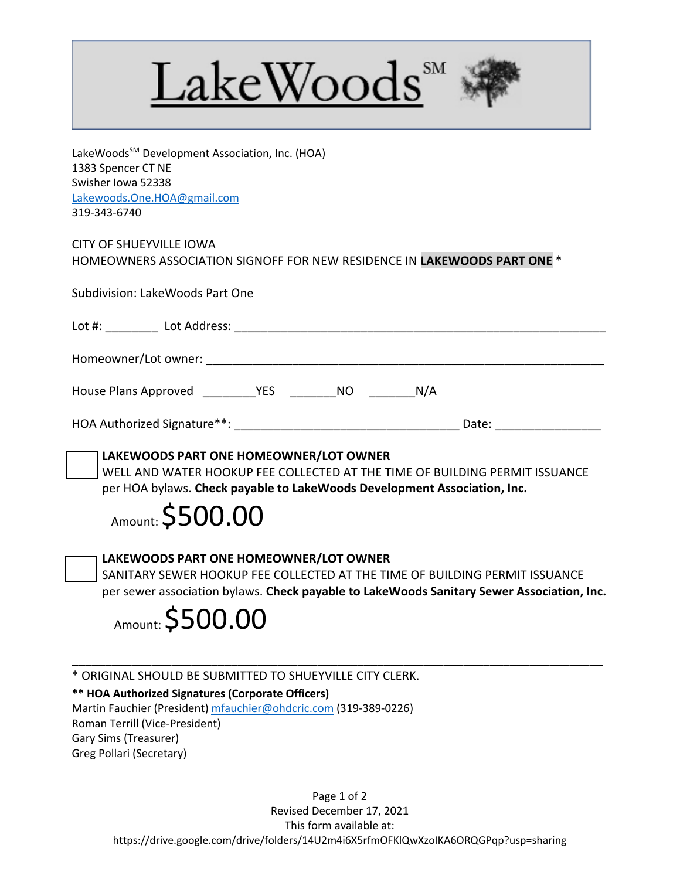# LakeWoods℠

LakeWoods℠ Development Association, Inc. (HOA)
1383 Spencer CT NE
Swisher Iowa 52338
Lakewoods.One.HOA@gmail.com
319-343-6740

CITY OF SHUEYVILLE IOWA
HOMEOWNERS ASSOCIATION SIGNOFF FOR NEW RESIDENCE IN **LAKEWOODS PART ONE** *

Subdivision: LakeWoods Part One

Lot #: ________ Lot Address: ____________________________________________________________

Homeowner/Lot owner: ________________________________________________________________

House Plans Approved ________YES _______NO _______N/A

HOA Authorized Signature**: __________________________________ Date: ________________

☐ **LAKEWOODS PART ONE HOMEOWNER/LOT OWNER**
WELL AND WATER HOOKUP FEE COLLECTED AT THE TIME OF BUILDING PERMIT ISSUANCE per HOA bylaws. **Check payable to LakeWoods Development Association, Inc.**

Amount: $500.00

☐ **LAKEWOODS PART ONE HOMEOWNER/LOT OWNER**
SANITARY SEWER HOOKUP FEE COLLECTED AT THE TIME OF BUILDING PERMIT ISSUANCE per sewer association bylaws. **Check payable to LakeWoods Sanitary Sewer Association, Inc.**

Amount: $500.00

---

* ORIGINAL SHOULD BE SUBMITTED TO SHUEYVILLE CITY CLERK.

**\*\* HOA Authorized Signatures (Corporate Officers)**
Martin Fauchier (President) mfauchier@ohdcric.com (319-389-0226)
Roman Terrill (Vice-President)
Gary Sims (Treasurer)
Greg Pollari (Secretary)

Revised December 17, 2021
This form available at:
https://drive.google.com/drive/folders/14U2m4i6X5rfmOFKlQwXzoIKA6ORQGPqp?usp=sharing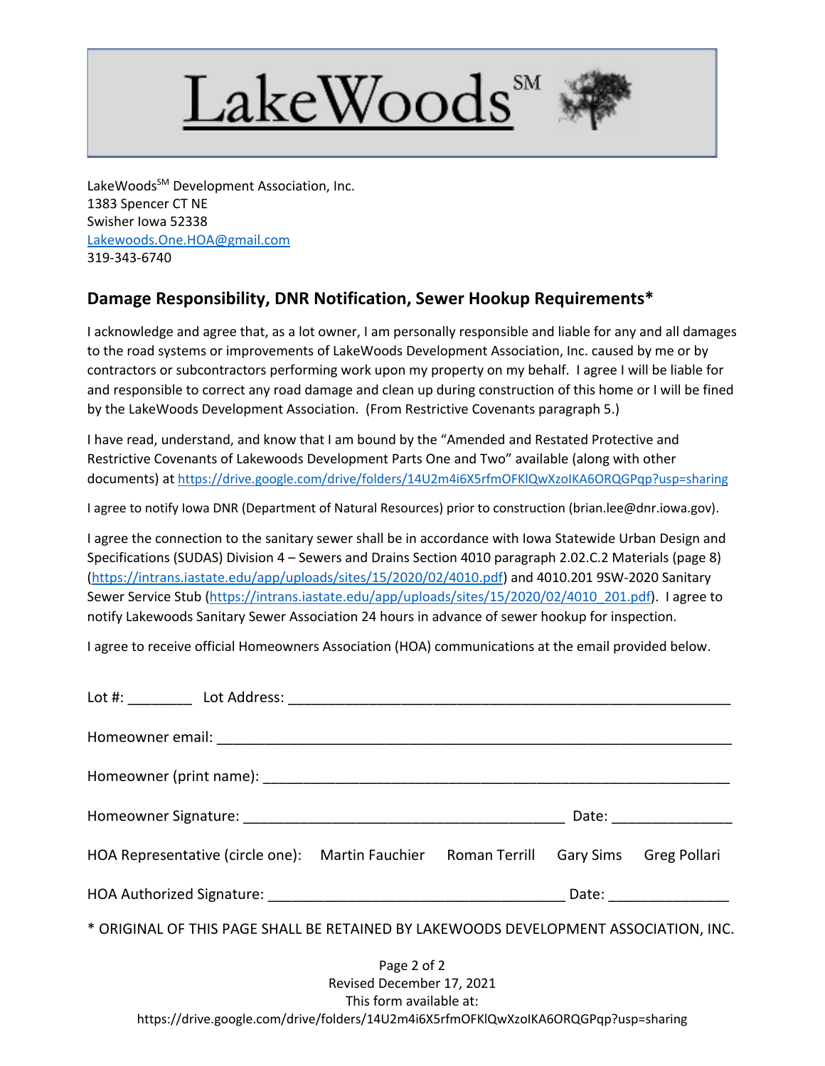# LakeWoods℠

LakeWoods℠ Development Association, Inc.
1383 Spencer CT NE
Swisher Iowa 52338
Lakewoods.One.HOA@gmail.com
319-343-6740

## Damage Responsibility, DNR Notification, Sewer Hookup Requirements*

I acknowledge and agree that, as a lot owner, I am personally responsible and liable for any and all damages to the road systems or improvements of LakeWoods Development Association, Inc. caused by me or by contractors or subcontractors performing work upon my property on my behalf. I agree I will be liable for and responsible to correct any road damage and clean up during construction of this home or I will be fined by the LakeWoods Development Association. (From Restrictive Covenants paragraph 5.)

I have read, understand, and know that I am bound by the "Amended and Restated Protective and Restrictive Covenants of Lakewoods Development Parts One and Two" available (along with other documents) at https://drive.google.com/drive/folders/14U2m4i6X5rfmOFKlQwXzoIKA6ORQGPqp?usp=sharing

I agree to notify Iowa DNR (Department of Natural Resources) prior to construction (brian.lee@dnr.iowa.gov).

I agree the connection to the sanitary sewer shall be in accordance with Iowa Statewide Urban Design and Specifications (SUDAS) Division 4 – Sewers and Drains Section 4010 paragraph 2.02.C.2 Materials (page 8) (https://intrans.iastate.edu/app/uploads/sites/15/2020/02/4010.pdf) and 4010.201 9SW-2020 Sanitary Sewer Service Stub (https://intrans.iastate.edu/app/uploads/sites/15/2020/02/4010_201.pdf). I agree to notify Lakewoods Sanitary Sewer Association 24 hours in advance of sewer hookup for inspection.

I agree to receive official Homeowners Association (HOA) communications at the email provided below.

Lot #: ________ Lot Address: ____________________________________________________________

Homeowner email: ______________________________________________________________________

Homeowner (print name): _________________________________________________________________

Homeowner Signature: ___________________________________________ Date: _______________

HOA Representative (circle one): Martin Fauchier  Roman Terrill  Gary Sims  Greg Pollari

HOA Authorized Signature: ______________________________________ Date: _______________

* ORIGINAL OF THIS PAGE SHALL BE RETAINED BY LAKEWOODS DEVELOPMENT ASSOCIATION, INC.

Revised December 17, 2021
This form available at:
https://drive.google.com/drive/folders/14U2m4i6X5rfmOFKlQwXzoIKA6ORQGPqp?usp=sharing